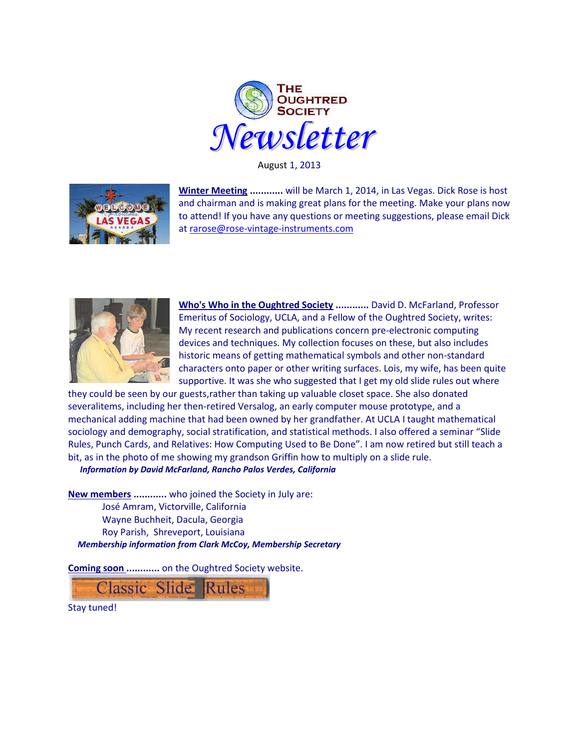# The Oughtred Society Newsletter

August 1, 2013

**Winter Meeting ............** will be March 1, 2014, in Las Vegas. Dick Rose is host and chairman and is making great plans for the meeting. Make your plans now to attend! If you have any questions or meeting suggestions, please email Dick at rarose@rose-vintage-instruments.com

**Who's Who in the Oughtred Society ............** David D. McFarland, Professor Emeritus of Sociology, UCLA, and a Fellow of the Oughtred Society, writes: My recent research and publications concern pre-electronic computing devices and techniques. My collection focuses on these, but also includes historic means of getting mathematical symbols and other non-standard characters onto paper or other writing surfaces. Lois, my wife, has been quite supportive. It was she who suggested that I get my old slide rules out where they could be seen by our guests,rather than taking up valuable closet space. She also donated severalitems, including her then-retired Versalog, an early computer mouse prototype, and a mechanical adding machine that had been owned by her grandfather. At UCLA I taught mathematical sociology and demography, social stratification, and statistical methods. I also offered a seminar "Slide Rules, Punch Cards, and Relatives: How Computing Used to Be Done". I am now retired but still teach a bit, as in the photo of me showing my grandson Griffin how to multiply on a slide rule.

*Information by David McFarland, Rancho Palos Verdes, California*

**New members ............** who joined the Society in July are:

- José Amram, Victorville, California
- Wayne Buchheit, Dacula, Georgia
- Roy Parish, Shreveport, Louisiana

*Membership information from Clark McCoy, Membership Secretary*

**Coming soon ............** on the Oughtred Society website.

Classic Slide Rules

Stay tuned!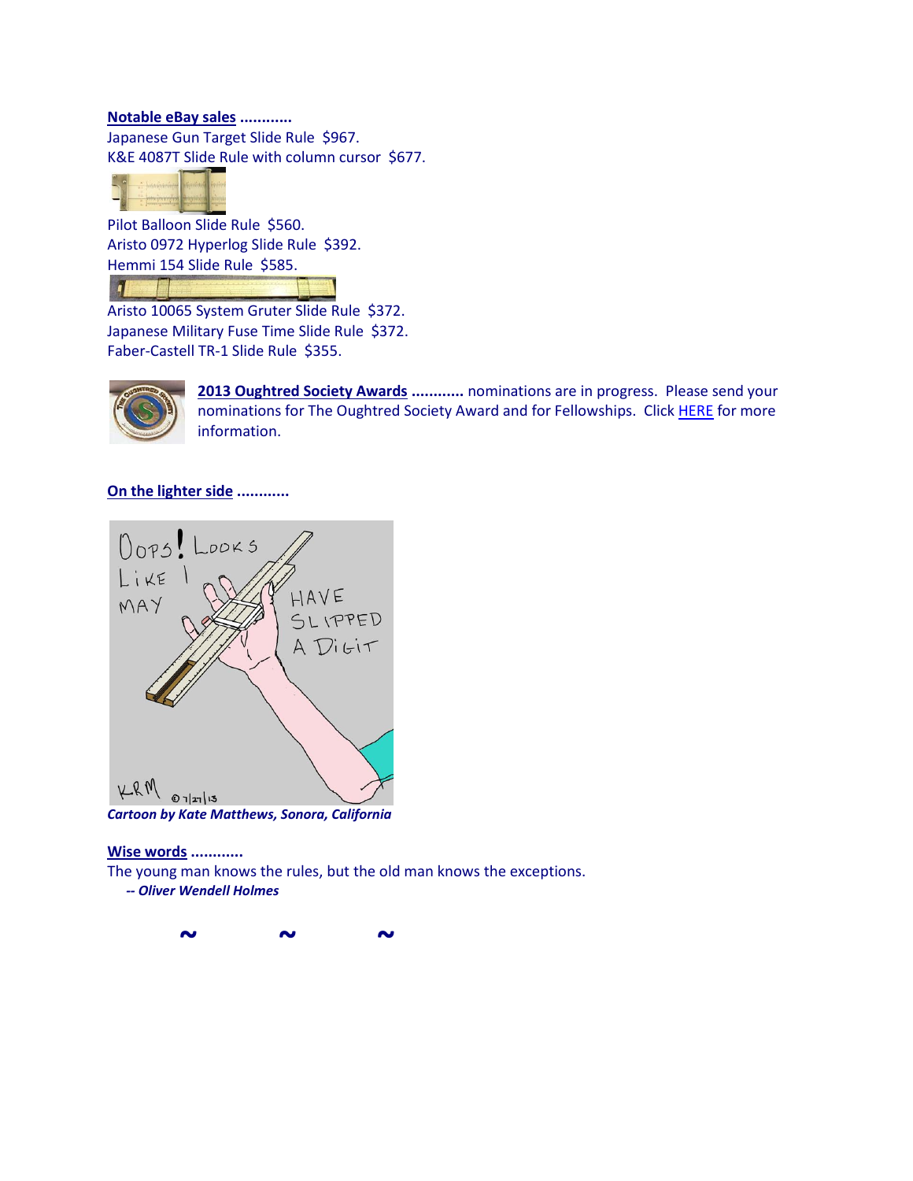**Notable eBay sales** ............
Japanese Gun Target Slide Rule  $967.
K&E 4087T Slide Rule with column cursor  $677.

Pilot Balloon Slide Rule  $560.
Aristo 0972 Hyperlog Slide Rule  $392.
Hemmi 154 Slide Rule  $585.

Aristo 10065 System Gruter Slide Rule  $372.
Japanese Military Fuse Time Slide Rule  $372.
Faber-Castell TR-1 Slide Rule  $355.

**2013 Oughtred Society Awards** ............ nominations are in progress.  Please send your nominations for The Oughtred Society Award and for Fellowships.  Click HERE for more information.

**On the lighter side** ............

***Cartoon by Kate Matthews, Sonora, California***

**Wise words** ............
The young man knows the rules, but the old man knows the exceptions.
***-- Oliver Wendell Holmes***

~ ~ ~